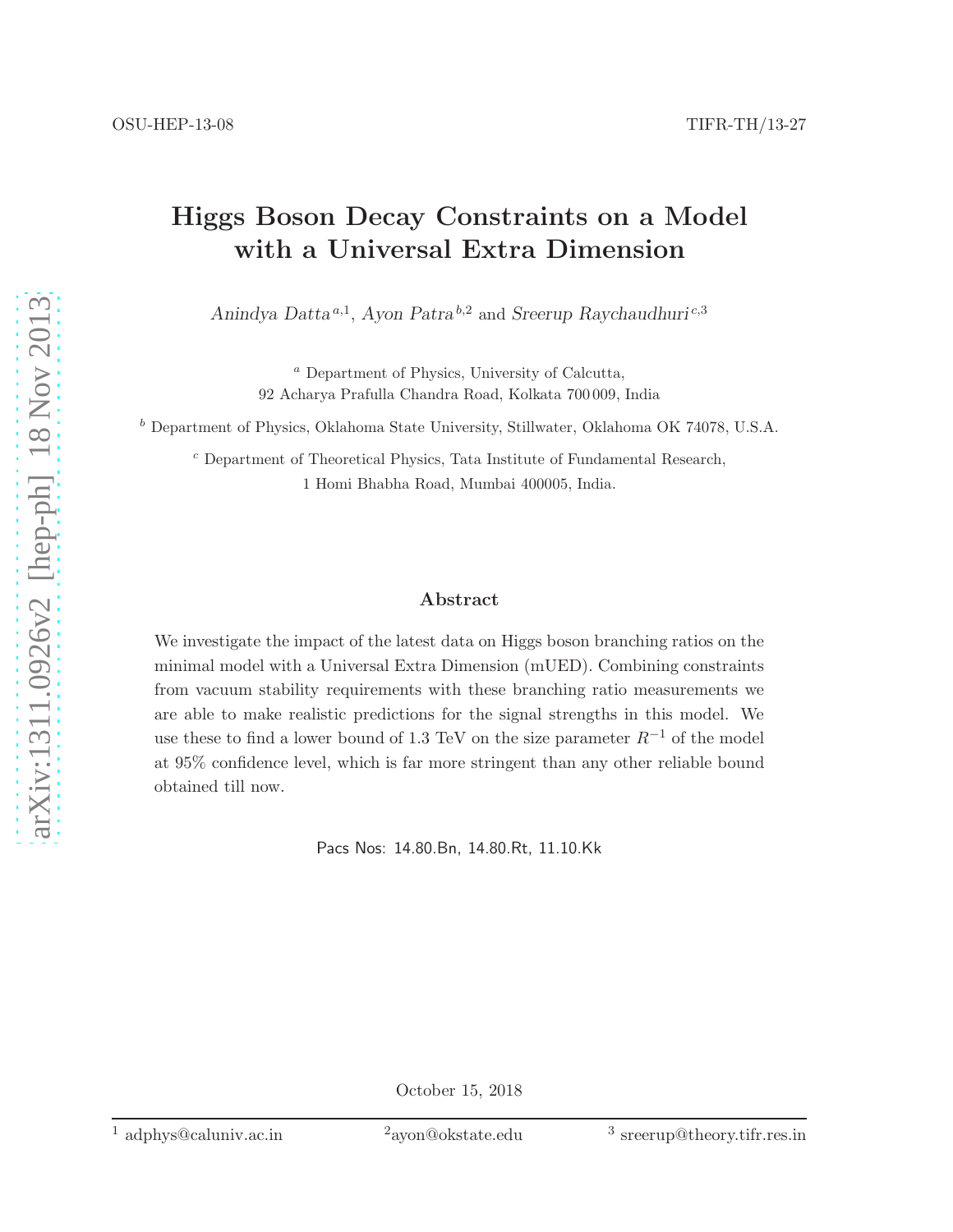OSU-HEP-13-08

TIFR-TH/13-27

# Higgs Boson Decay Constraints on a Model with a Universal Extra Dimension

*Anindya Datta* [a,1], *Ayon Patra* [b,2] and *Sreerup Raychaudhuri* [c,3]

[a] Department of Physics, University of Calcutta, 92 Acharya Prafulla Chandra Road, Kolkata 700 009, India

[b] Department of Physics, Oklahoma State University, Stillwater, Oklahoma OK 74078, U.S.A.

[c] Department of Theoretical Physics, Tata Institute of Fundamental Research, 1 Homi Bhabha Road, Mumbai 400005, India.

### Abstract

We investigate the impact of the latest data on Higgs boson branching ratios on the minimal model with a Universal Extra Dimension (mUED). Combining constraints from vacuum stability requirements with these branching ratio measurements we are able to make realistic predictions for the signal strengths in this model. We use these to find a lower bound of 1.3 TeV on the size parameter $R^{-1}$ of the model at 95% confidence level, which is far more stringent than any other reliable bound obtained till now.

Pacs Nos: 14.80.Bn, 14.80.Rt, 11.10.Kk

October 15, 2018

---

[1] adphys@caluniv.ac.in [2] ayon@okstate.edu [3] sreerup@theory.tifr.res.in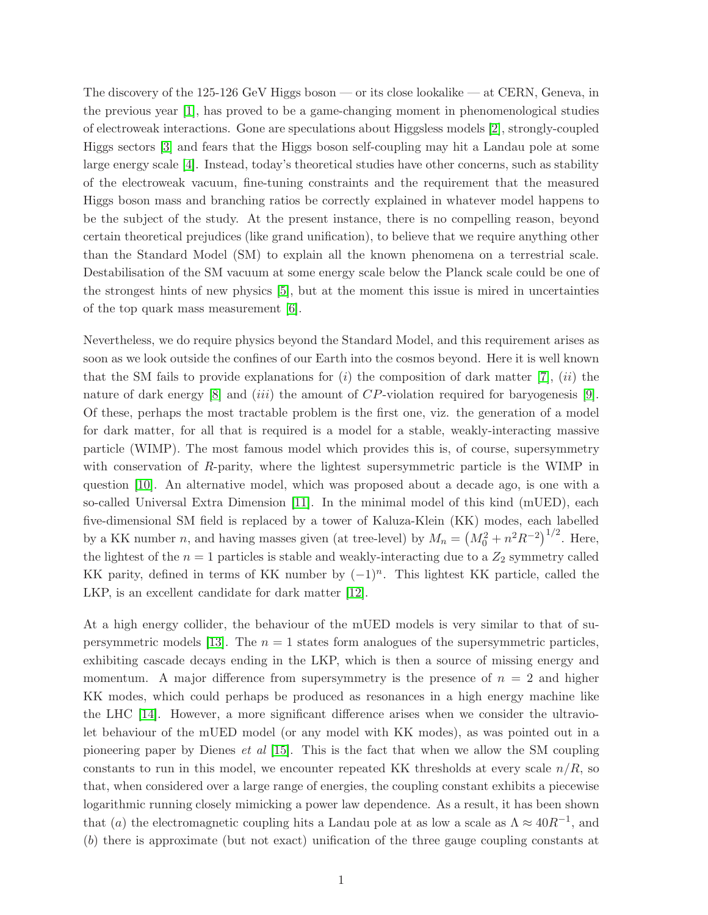The discovery of the 125-126 GeV Higgs boson — or its close lookalike — at CERN, Geneva, in the previous year [1], has proved to be a game-changing moment in phenomenological studies of electroweak interactions. Gone are speculations about Higgsless models [2], strongly-coupled Higgs sectors [3] and fears that the Higgs boson self-coupling may hit a Landau pole at some large energy scale [4]. Instead, today's theoretical studies have other concerns, such as stability of the electroweak vacuum, fine-tuning constraints and the requirement that the measured Higgs boson mass and branching ratios be correctly explained in whatever model happens to be the subject of the study. At the present instance, there is no compelling reason, beyond certain theoretical prejudices (like grand unification), to believe that we require anything other than the Standard Model (SM) to explain all the known phenomena on a terrestrial scale. Destabilisation of the SM vacuum at some energy scale below the Planck scale could be one of the strongest hints of new physics [5], but at the moment this issue is mired in uncertainties of the top quark mass measurement [6].

Nevertheless, we do require physics beyond the Standard Model, and this requirement arises as soon as we look outside the confines of our Earth into the cosmos beyond. Here it is well known that the SM fails to provide explanations for (*i*) the composition of dark matter [7], (*ii*) the nature of dark energy [8] and (*iii*) the amount of $CP$-violation required for baryogenesis [9]. Of these, perhaps the most tractable problem is the first one, viz. the generation of a model for dark matter, for all that is required is a model for a stable, weakly-interacting massive particle (WIMP). The most famous model which provides this is, of course, supersymmetry with conservation of $R$-parity, where the lightest supersymmetric particle is the WIMP in question [10]. An alternative model, which was proposed about a decade ago, is one with a so-called Universal Extra Dimension [11]. In the minimal model of this kind (mUED), each five-dimensional SM field is replaced by a tower of Kaluza-Klein (KK) modes, each labelled by a KK number $n$, and having masses given (at tree-level) by $M_n = \left(M_0^2 + n^2 R^{-2}\right)^{1/2}$. Here, the lightest of the $n = 1$ particles is stable and weakly-interacting due to a $Z_2$ symmetry called KK parity, defined in terms of KK number by $(-1)^n$. This lightest KK particle, called the LKP, is an excellent candidate for dark matter [12].

At a high energy collider, the behaviour of the mUED models is very similar to that of supersymmetric models [13]. The $n = 1$ states form analogues of the supersymmetric particles, exhibiting cascade decays ending in the LKP, which is then a source of missing energy and momentum. A major difference from supersymmetry is the presence of $n = 2$ and higher KK modes, which could perhaps be produced as resonances in a high energy machine like the LHC [14]. However, a more significant difference arises when we consider the ultraviolet behaviour of the mUED model (or any model with KK modes), as was pointed out in a pioneering paper by Dienes *et al* [15]. This is the fact that when we allow the SM coupling constants to run in this model, we encounter repeated KK thresholds at every scale $n/R$, so that, when considered over a large range of energies, the coupling constant exhibits a piecewise logarithmic running closely mimicking a power law dependence. As a result, it has been shown that (*a*) the electromagnetic coupling hits a Landau pole at as low a scale as $\Lambda \approx 40R^{-1}$, and (*b*) there is approximate (but not exact) unification of the three gauge coupling constants at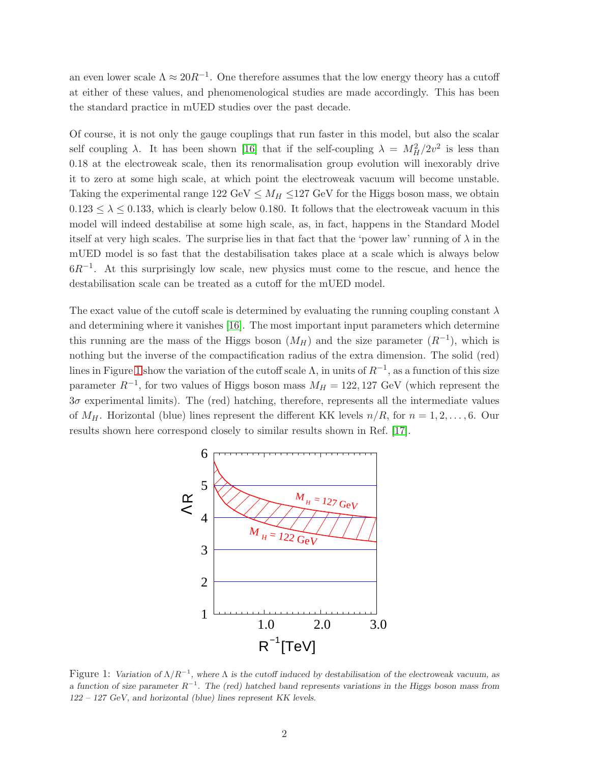an even lower scale $\Lambda \approx 20R^{-1}$. One therefore assumes that the low energy theory has a cutoff at either of these values, and phenomenological studies are made accordingly. This has been the standard practice in mUED studies over the past decade.

Of course, it is not only the gauge couplings that run faster in this model, but also the scalar self coupling $\lambda$. It has been shown [16] that if the self-coupling $\lambda = M_H^2/2v^2$ is less than 0.18 at the electroweak scale, then its renormalisation group evolution will inexorably drive it to zero at some high scale, at which point the electroweak vacuum will become unstable. Taking the experimental range 122 GeV $\leq M_H \leq$127 GeV for the Higgs boson mass, we obtain $0.123 \leq \lambda \leq 0.133$, which is clearly below 0.180. It follows that the electroweak vacuum in this model will indeed destabilise at some high scale, as, in fact, happens in the Standard Model itself at very high scales. The surprise lies in that fact that the 'power law' running of $\lambda$ in the mUED model is so fast that the destabilisation takes place at a scale which is always below $6R^{-1}$. At this surprisingly low scale, new physics must come to the rescue, and hence the destabilisation scale can be treated as a cutoff for the mUED model.

The exact value of the cutoff scale is determined by evaluating the running coupling constant $\lambda$ and determining where it vanishes [16]. The most important input parameters which determine this running are the mass of the Higgs boson ($M_H$) and the size parameter ($R^{-1}$), which is nothing but the inverse of the compactification radius of the extra dimension. The solid (red) lines in Figure 1 show the variation of the cutoff scale $\Lambda$, in units of $R^{-1}$, as a function of this size parameter $R^{-1}$, for two values of Higgs boson mass $M_H = 122, 127$ GeV (which represent the $3\sigma$ experimental limits). The (red) hatching, therefore, represents all the intermediate values of $M_H$. Horizontal (blue) lines represent the different KK levels $n/R$, for $n = 1, 2, \ldots, 6$. Our results shown here correspond closely to similar results shown in Ref. [17].

Figure 1: *Variation of $\Lambda/R^{-1}$, where $\Lambda$ is the cutoff induced by destabilisation of the electroweak vacuum, as a function of size parameter $R^{-1}$. The (red) hatched band represents variations in the Higgs boson mass from 122 – 127 GeV, and horizontal (blue) lines represent KK levels.*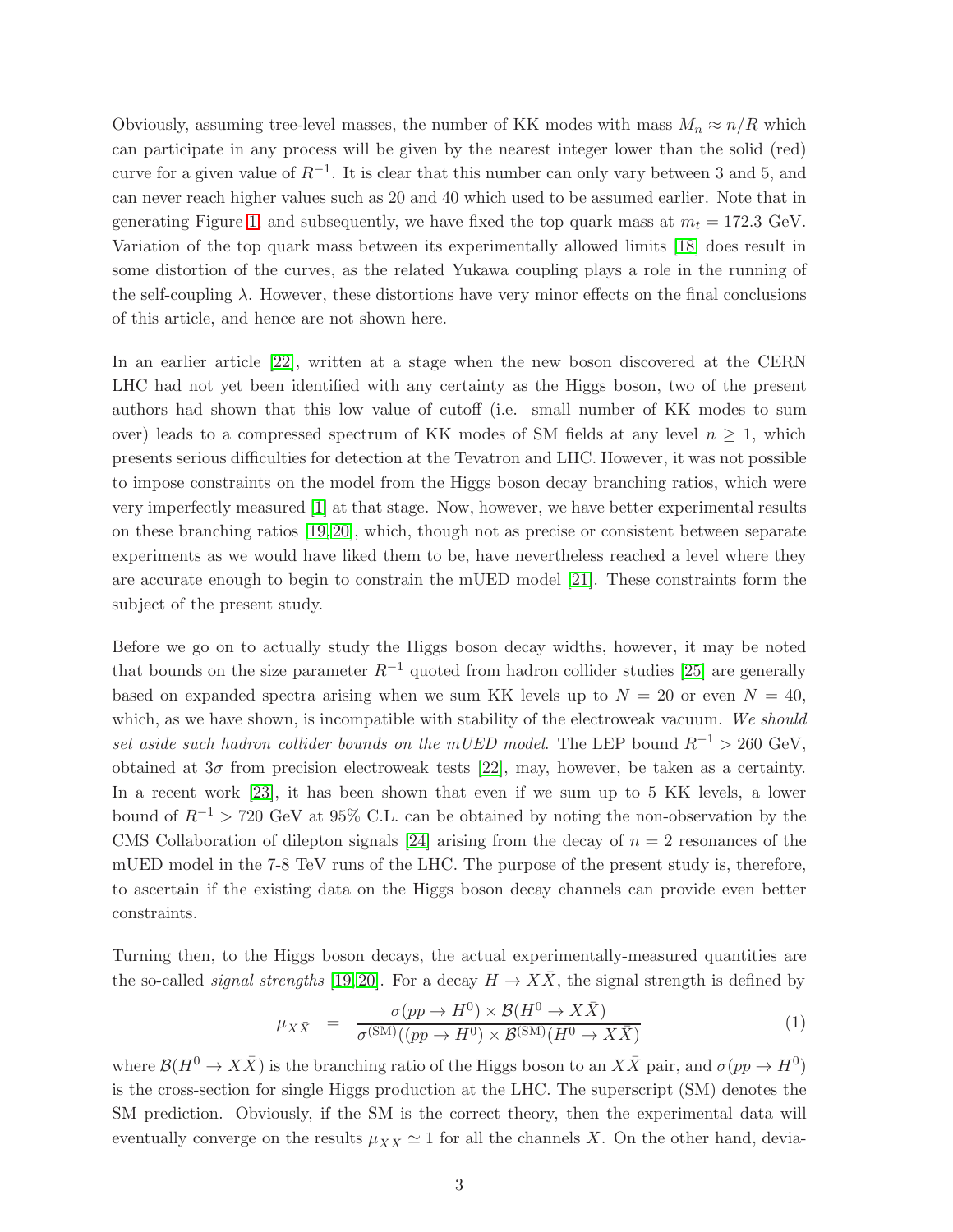Obviously, assuming tree-level masses, the number of KK modes with mass $M_n \approx n/R$ which can participate in any process will be given by the nearest integer lower than the solid (red) curve for a given value of $R^{-1}$. It is clear that this number can only vary between 3 and 5, and can never reach higher values such as 20 and 40 which used to be assumed earlier. Note that in generating Figure 1, and subsequently, we have fixed the top quark mass at $m_t = 172.3$ GeV. Variation of the top quark mass between its experimentally allowed limits [18] does result in some distortion of the curves, as the related Yukawa coupling plays a role in the running of the self-coupling $\lambda$. However, these distortions have very minor effects on the final conclusions of this article, and hence are not shown here.

In an earlier article [22], written at a stage when the new boson discovered at the CERN LHC had not yet been identified with any certainty as the Higgs boson, two of the present authors had shown that this low value of cutoff (i.e. small number of KK modes to sum over) leads to a compressed spectrum of KK modes of SM fields at any level $n \geq 1$, which presents serious difficulties for detection at the Tevatron and LHC. However, it was not possible to impose constraints on the model from the Higgs boson decay branching ratios, which were very imperfectly measured [1] at that stage. Now, however, we have better experimental results on these branching ratios [19,20], which, though not as precise or consistent between separate experiments as we would have liked them to be, have nevertheless reached a level where they are accurate enough to begin to constrain the mUED model [21]. These constraints form the subject of the present study.

Before we go on to actually study the Higgs boson decay widths, however, it may be noted that bounds on the size parameter $R^{-1}$ quoted from hadron collider studies [25] are generally based on expanded spectra arising when we sum KK levels up to $N = 20$ or even $N = 40$, which, as we have shown, is incompatible with stability of the electroweak vacuum. *We should set aside such hadron collider bounds on the mUED model*. The LEP bound $R^{-1} > 260$ GeV, obtained at $3\sigma$ from precision electroweak tests [22], may, however, be taken as a certainty. In a recent work [23], it has been shown that even if we sum up to 5 KK levels, a lower bound of $R^{-1} > 720$ GeV at 95% C.L. can be obtained by noting the non-observation by the CMS Collaboration of dilepton signals [24] arising from the decay of $n = 2$ resonances of the mUED model in the 7-8 TeV runs of the LHC. The purpose of the present study is, therefore, to ascertain if the existing data on the Higgs boson decay channels can provide even better constraints.

Turning then, to the Higgs boson decays, the actual experimentally-measured quantities are the so-called *signal strengths* [19,20]. For a decay $H \to X\bar{X}$, the signal strength is defined by

$$\mu_{X\bar{X}} = \frac{\sigma(pp \to H^0) \times \mathcal{B}(H^0 \to X\bar{X})}{\sigma^{(\mathrm{SM})}((pp \to H^0) \times \mathcal{B}^{(\mathrm{SM})}(H^0 \to X\bar{X})} \tag{1}$$

where $\mathcal{B}(H^0 \to X\bar{X})$ is the branching ratio of the Higgs boson to an $X\bar{X}$ pair, and $\sigma(pp \to H^0)$ is the cross-section for single Higgs production at the LHC. The superscript (SM) denotes the SM prediction. Obviously, if the SM is the correct theory, then the experimental data will eventually converge on the results $\mu_{X\bar{X}} \simeq 1$ for all the channels $X$. On the other hand, devia-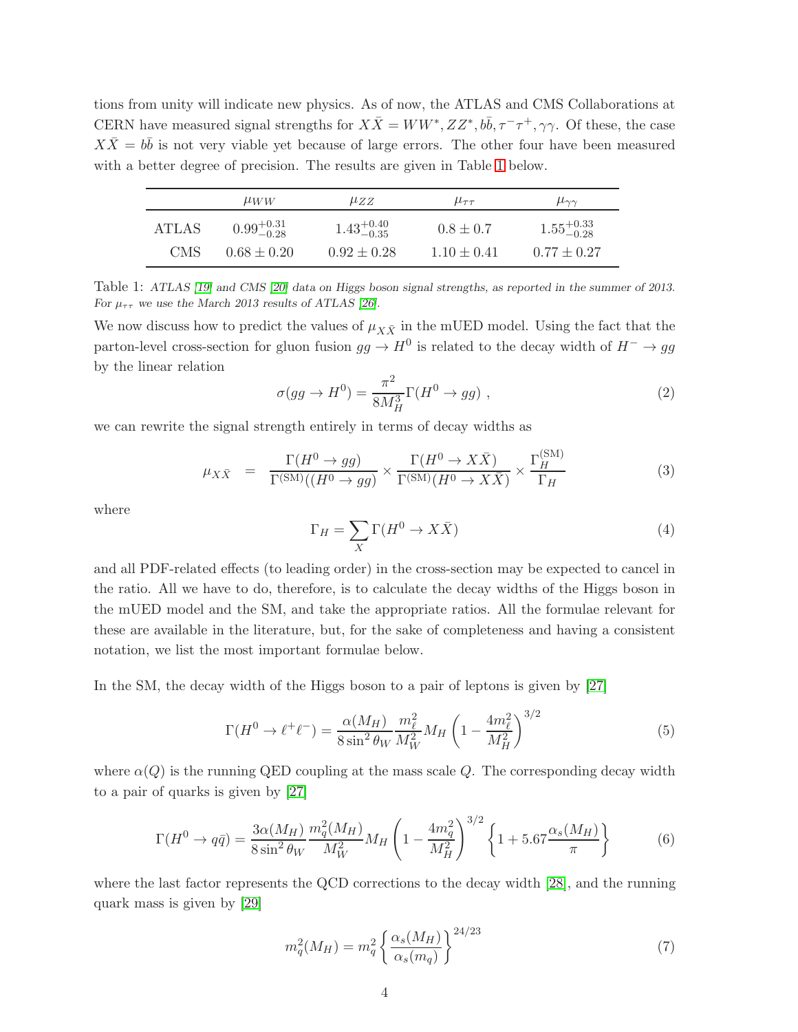tions from unity will indicate new physics. As of now, the ATLAS and CMS Collaborations at CERN have measured signal strengths for $X\bar{X} = WW^*, ZZ^*, b\bar{b}, \tau^-\tau^+, \gamma\gamma$. Of these, the case $X\bar{X} = b\bar{b}$ is not very viable yet because of large errors. The other four have been measured with a better degree of precision. The results are given in Table 1 below.

| | $\mu_{WW}$ | $\mu_{ZZ}$ | $\mu_{\tau\tau}$ | $\mu_{\gamma\gamma}$ |
|---|---|---|---|---|
| ATLAS | $0.99^{+0.31}_{-0.28}$ | $1.43^{+0.40}_{-0.35}$ | $0.8 \pm 0.7$ | $1.55^{+0.33}_{-0.28}$ |
| CMS | $0.68 \pm 0.20$ | $0.92 \pm 0.28$ | $1.10 \pm 0.41$ | $0.77 \pm 0.27$ |

Table 1: *ATLAS [19] and CMS [20] data on Higgs boson signal strengths, as reported in the summer of 2013. For $\mu_{\tau\tau}$ we use the March 2013 results of ATLAS [26].*

We now discuss how to predict the values of $\mu_{X\bar{X}}$ in the mUED model. Using the fact that the parton-level cross-section for gluon fusion $gg \to H^0$ is related to the decay width of $H^- \to gg$ by the linear relation

$$\sigma(gg \to H^0) = \frac{\pi^2}{8M_H^3}\Gamma(H^0 \to gg) \ , \tag{2}$$

we can rewrite the signal strength entirely in terms of decay widths as

$$\mu_{X\bar{X}} = \frac{\Gamma(H^0 \to gg)}{\Gamma^{(\mathrm{SM})}((H^0 \to gg)} \times \frac{\Gamma(H^0 \to X\bar{X})}{\Gamma^{(\mathrm{SM})}(H^0 \to X\bar{X})} \times \frac{\Gamma_H^{(\mathrm{SM})}}{\Gamma_H} \tag{3}$$

where

$$\Gamma_H = \sum_X \Gamma(H^0 \to X\bar{X}) \tag{4}$$

and all PDF-related effects (to leading order) in the cross-section may be expected to cancel in the ratio. All we have to do, therefore, is to calculate the decay widths of the Higgs boson in the mUED model and the SM, and take the appropriate ratios. All the formulae relevant for these are available in the literature, but, for the sake of completeness and having a consistent notation, we list the most important formulae below.

In the SM, the decay width of the Higgs boson to a pair of leptons is given by [27]

$$\Gamma(H^0 \to \ell^+\ell^-) = \frac{\alpha(M_H)}{8\sin^2\theta_W}\frac{m_\ell^2}{M_W^2}M_H\left(1 - \frac{4m_\ell^2}{M_H^2}\right)^{3/2} \tag{5}$$

where $\alpha(Q)$ is the running QED coupling at the mass scale $Q$. The corresponding decay width to a pair of quarks is given by [27]

$$\Gamma(H^0 \to q\bar{q}) = \frac{3\alpha(M_H)}{8\sin^2\theta_W}\frac{m_q^2(M_H)}{M_W^2}M_H\left(1 - \frac{4m_q^2}{M_H^2}\right)^{3/2}\left\{1 + 5.67\frac{\alpha_s(M_H)}{\pi}\right\} \tag{6}$$

where the last factor represents the QCD corrections to the decay width [28], and the running quark mass is given by [29]

$$m_q^2(M_H) = m_q^2\left\{\frac{\alpha_s(M_H)}{\alpha_s(m_q)}\right\}^{24/23} \tag{7}$$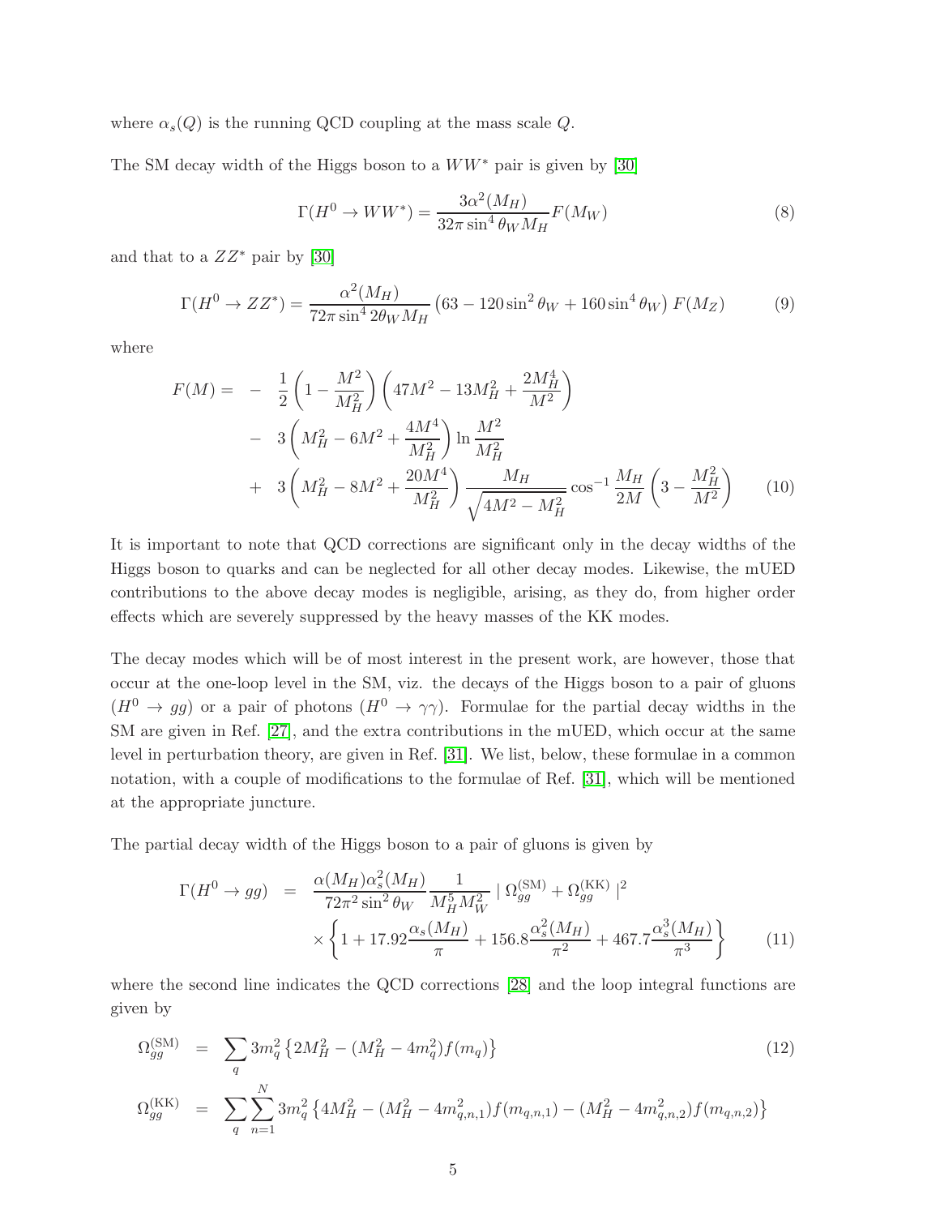where $\alpha_s(Q)$ is the running QCD coupling at the mass scale $Q$.

The SM decay width of the Higgs boson to a $WW^*$ pair is given by [30]

$$\Gamma(H^0 \to WW^*) = \frac{3\alpha^2(M_H)}{32\pi \sin^4\theta_W M_H} F(M_W) \tag{8}$$

and that to a $ZZ^*$ pair by [30]

$$\Gamma(H^0 \to ZZ^*) = \frac{\alpha^2(M_H)}{72\pi \sin^4 2\theta_W M_H} \left(63 - 120\sin^2\theta_W + 160\sin^4\theta_W\right) F(M_Z) \tag{9}$$

where

$$\begin{aligned} F(M) = & -\frac{1}{2}\left(1 - \frac{M^2}{M_H^2}\right)\left(47M^2 - 13M_H^2 + \frac{2M_H^4}{M^2}\right) \\ & - 3\left(M_H^2 - 6M^2 + \frac{4M^4}{M_H^2}\right)\ln\frac{M^2}{M_H^2} \\ & + 3\left(M_H^2 - 8M^2 + \frac{20M^4}{M_H^2}\right)\frac{M_H}{\sqrt{4M^2 - M_H^2}}\cos^{-1}\frac{M_H}{2M}\left(3 - \frac{M_H^2}{M^2}\right) \end{aligned} \tag{10}$$

It is important to note that QCD corrections are significant only in the decay widths of the Higgs boson to quarks and can be neglected for all other decay modes. Likewise, the mUED contributions to the above decay modes is negligible, arising, as they do, from higher order effects which are severely suppressed by the heavy masses of the KK modes.

The decay modes which will be of most interest in the present work, are however, those that occur at the one-loop level in the SM, viz. the decays of the Higgs boson to a pair of gluons ($H^0 \to gg$) or a pair of photons ($H^0 \to \gamma\gamma$). Formulae for the partial decay widths in the SM are given in Ref. [27], and the extra contributions in the mUED, which occur at the same level in perturbation theory, are given in Ref. [31]. We list, below, these formulae in a common notation, with a couple of modifications to the formulae of Ref. [31], which will be mentioned at the appropriate juncture.

The partial decay width of the Higgs boson to a pair of gluons is given by

$$\begin{aligned} \Gamma(H^0 \to gg) &= \frac{\alpha(M_H)\alpha_s^2(M_H)}{72\pi^2 \sin^2\theta_W}\frac{1}{M_H^5 M_W^2} \mid \Omega_{gg}^{(\mathrm{SM})} + \Omega_{gg}^{(\mathrm{KK})} \mid^2 \\ & \quad \times \left\{1 + 17.92\frac{\alpha_s(M_H)}{\pi} + 156.8\frac{\alpha_s^2(M_H)}{\pi^2} + 467.7\frac{\alpha_s^3(M_H)}{\pi^3}\right\} \end{aligned} \tag{11}$$

where the second line indicates the QCD corrections [28] and the loop integral functions are given by

$$\begin{aligned} \Omega_{gg}^{(\mathrm{SM})} &= \sum_q 3m_q^2\left\{2M_H^2 - (M_H^2 - 4m_q^2)f(m_q)\right\} \\ \Omega_{gg}^{(\mathrm{KK})} &= \sum_q \sum_{n=1}^{N} 3m_q^2\left\{4M_H^2 - (M_H^2 - 4m_{q,n,1}^2)f(m_{q,n,1}) - (M_H^2 - 4m_{q,n,2}^2)f(m_{q,n,2})\right\} \end{aligned} \tag{12}$$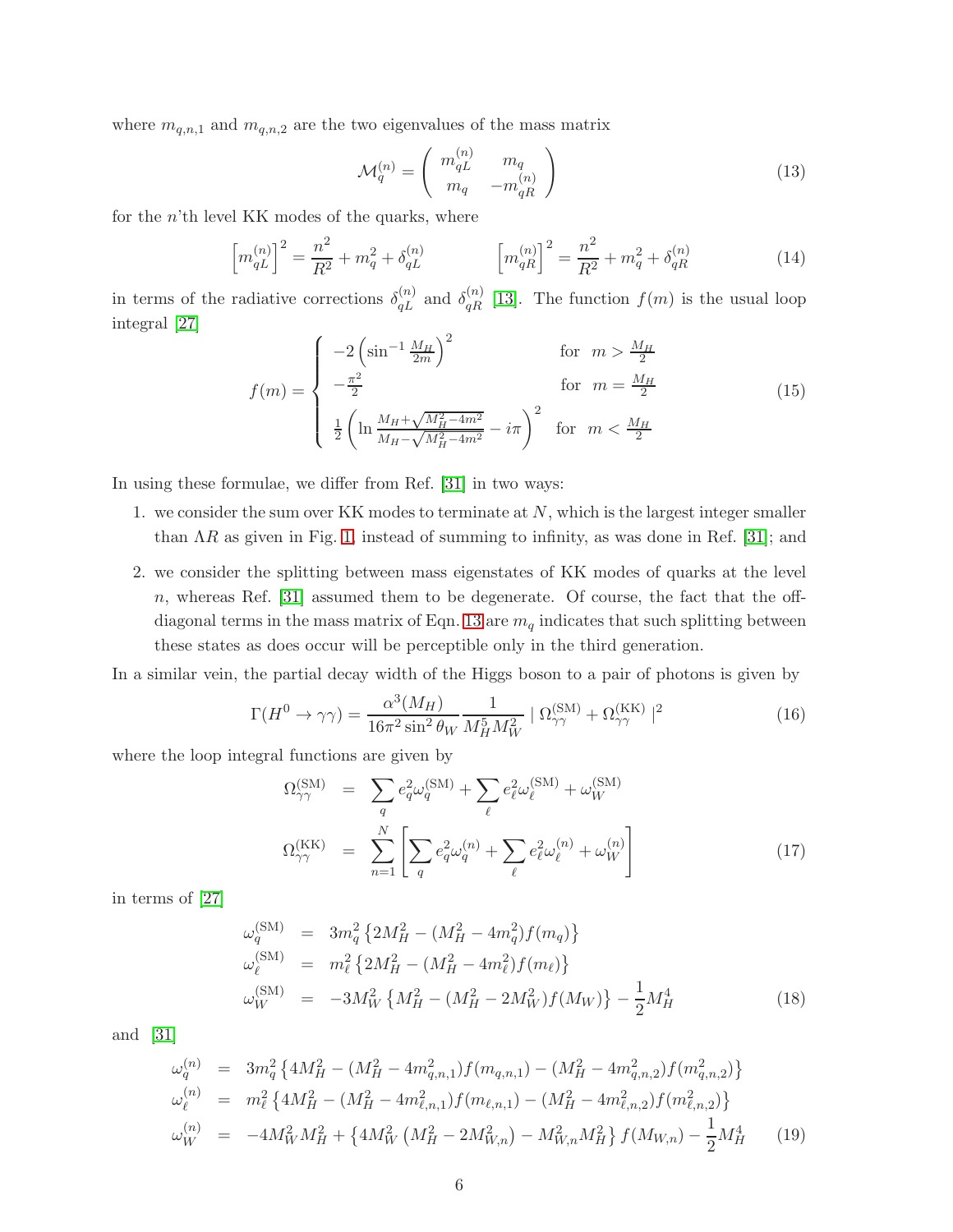where $m_{q,n,1}$ and $m_{q,n,2}$ are the two eigenvalues of the mass matrix

$$\mathcal{M}_q^{(n)} = \left( \begin{array}{cc} m_{qL}^{(n)} & m_q \\ m_q & -m_{qR}^{(n)} \end{array} \right) \tag{13}$$

for the $n$'th level KK modes of the quarks, where

$$\left[m_{qL}^{(n)}\right]^2 = \frac{n^2}{R^2} + m_q^2 + \delta_{qL}^{(n)} \qquad\qquad \left[m_{qR}^{(n)}\right]^2 = \frac{n^2}{R^2} + m_q^2 + \delta_{qR}^{(n)} \tag{14}$$

in terms of the radiative corrections $\delta_{qL}^{(n)}$ and $\delta_{qR}^{(n)}$ [13]. The function $f(m)$ is the usual loop integral [27]

$$f(m) = \left\{ \begin{array}{ll} -2\left(\sin^{-1}\frac{M_H}{2m}\right)^2 & \text{for} \quad m > \frac{M_H}{2} \\ -\frac{\pi^2}{2} & \text{for} \quad m = \frac{M_H}{2} \\ \frac{1}{2}\left(\ln\frac{M_H+\sqrt{M_H^2-4m^2}}{M_H-\sqrt{M_H^2-4m^2}} - i\pi\right)^2 & \text{for} \quad m < \frac{M_H}{2} \end{array} \right. \tag{15}$$

In using these formulae, we differ from Ref. [31] in two ways:

1. we consider the sum over KK modes to terminate at $N$, which is the largest integer smaller than $\Lambda R$ as given in Fig. 1, instead of summing to infinity, as was done in Ref. [31]; and
2. we consider the splitting between mass eigenstates of KK modes of quarks at the level $n$, whereas Ref. [31] assumed them to be degenerate. Of course, the fact that the off-diagonal terms in the mass matrix of Eqn. 13 are $m_q$ indicates that such splitting between these states as does occur will be perceptible only in the third generation.

In a similar vein, the partial decay width of the Higgs boson to a pair of photons is given by

$$\Gamma(H^0 \to \gamma\gamma) = \frac{\alpha^3(M_H)}{16\pi^2 \sin^2\theta_W} \frac{1}{M_H^5 M_W^2} \mid \Omega_{\gamma\gamma}^{(\rm SM)} + \Omega_{\gamma\gamma}^{(\rm KK)} \mid^2 \tag{16}$$

where the loop integral functions are given by

$$\begin{aligned} \Omega_{\gamma\gamma}^{(\rm SM)} &= \sum_q e_q^2 \omega_q^{(\rm SM)} + \sum_\ell e_\ell^2 \omega_\ell^{(\rm SM)} + \omega_W^{(\rm SM)} \\ \Omega_{\gamma\gamma}^{(\rm KK)} &= \sum_{n=1}^{N} \left[ \sum_q e_q^2 \omega_q^{(n)} + \sum_\ell e_\ell^2 \omega_\ell^{(n)} + \omega_W^{(n)} \right] \end{aligned} \tag{17}$$

in terms of [27]

$$\begin{aligned} \omega_q^{(\rm SM)} &= 3m_q^2\left\{2M_H^2 - (M_H^2 - 4m_q^2) f(m_q)\right\} \\ \omega_\ell^{(\rm SM)} &= m_\ell^2\left\{2M_H^2 - (M_H^2 - 4m_\ell^2) f(m_\ell)\right\} \\ \omega_W^{(\rm SM)} &= -3M_W^2\left\{M_H^2 - (M_H^2 - 2M_W^2) f(M_W)\right\} - \frac{1}{2}M_H^4 \end{aligned} \tag{18}$$

and [31]

$$\begin{aligned} \omega_q^{(n)} &= 3m_q^2\left\{4M_H^2 - (M_H^2 - 4m_{q,n,1}^2) f(m_{q,n,1}) - (M_H^2 - 4m_{q,n,2}^2) f(m_{q,n,2}^2)\right\} \\ \omega_\ell^{(n)} &= m_\ell^2\left\{4M_H^2 - (M_H^2 - 4m_{\ell,n,1}^2) f(m_{\ell,n,1}) - (M_H^2 - 4m_{\ell,n,2}^2) f(m_{\ell,n,2}^2)\right\} \\ \omega_W^{(n)} &= -4M_W^2 M_H^2 + \left\{4M_W^2\left(M_H^2 - 2M_{W,n}^2\right) - M_{W,n}^2 M_H^2\right\} f(M_{W,n}) - \frac{1}{2}M_H^4 \end{aligned} \tag{19}$$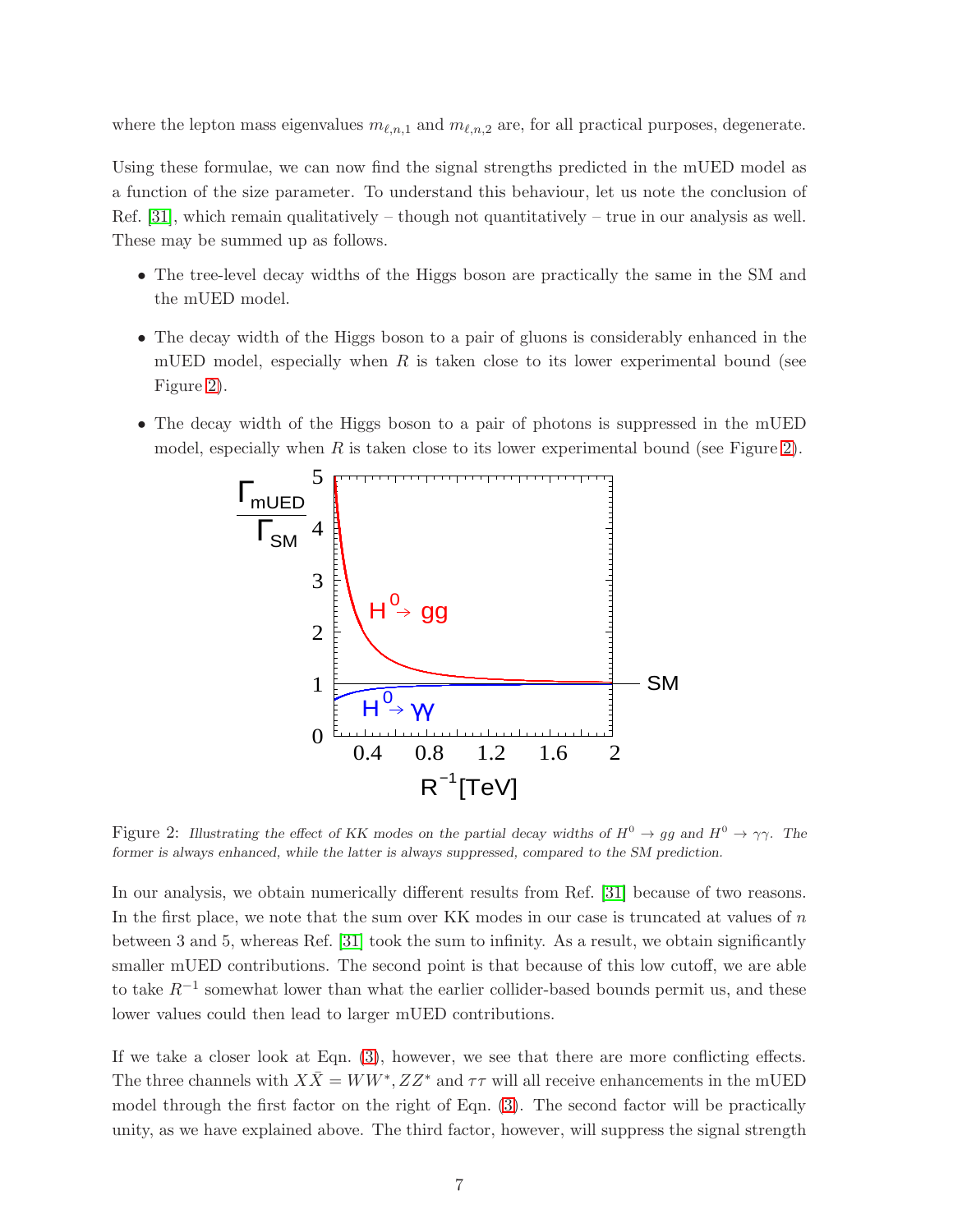where the lepton mass eigenvalues $m_{\ell,n,1}$ and $m_{\ell,n,2}$ are, for all practical purposes, degenerate.

Using these formulae, we can now find the signal strengths predicted in the mUED model as a function of the size parameter. To understand this behaviour, let us note the conclusion of Ref. [31], which remain qualitatively – though not quantitatively – true in our analysis as well. These may be summed up as follows.

- The tree-level decay widths of the Higgs boson are practically the same in the SM and the mUED model.
- The decay width of the Higgs boson to a pair of gluons is considerably enhanced in the mUED model, especially when $R$ is taken close to its lower experimental bound (see Figure 2).
- The decay width of the Higgs boson to a pair of photons is suppressed in the mUED model, especially when $R$ is taken close to its lower experimental bound (see Figure 2).

Figure 2: *Illustrating the effect of KK modes on the partial decay widths of $H^0 \to gg$ and $H^0 \to \gamma\gamma$. The former is always enhanced, while the latter is always suppressed, compared to the SM prediction.*

In our analysis, we obtain numerically different results from Ref. [31] because of two reasons. In the first place, we note that the sum over KK modes in our case is truncated at values of $n$ between 3 and 5, whereas Ref. [31] took the sum to infinity. As a result, we obtain significantly smaller mUED contributions. The second point is that because of this low cutoff, we are able to take $R^{-1}$ somewhat lower than what the earlier collider-based bounds permit us, and these lower values could then lead to larger mUED contributions.

If we take a closer look at Eqn. (3), however, we see that there are more conflicting effects. The three channels with $X\bar{X} = WW^*, ZZ^*$ and $\tau\tau$ will all receive enhancements in the mUED model through the first factor on the right of Eqn. (3). The second factor will be practically unity, as we have explained above. The third factor, however, will suppress the signal strength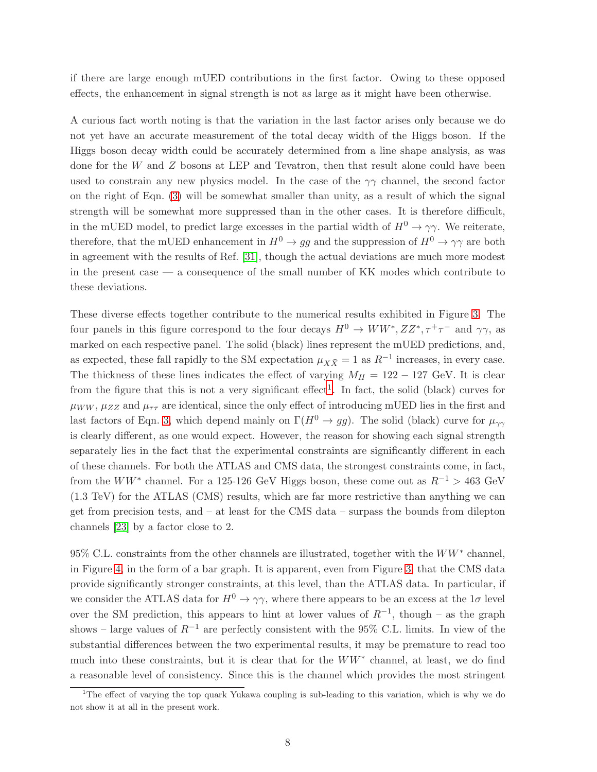if there are large enough mUED contributions in the first factor. Owing to these opposed effects, the enhancement in signal strength is not as large as it might have been otherwise.

A curious fact worth noting is that the variation in the last factor arises only because we do not yet have an accurate measurement of the total decay width of the Higgs boson. If the Higgs boson decay width could be accurately determined from a line shape analysis, as was done for the $W$ and $Z$ bosons at LEP and Tevatron, then that result alone could have been used to constrain any new physics model. In the case of the $\gamma\gamma$ channel, the second factor on the right of Eqn. (3) will be somewhat smaller than unity, as a result of which the signal strength will be somewhat more suppressed than in the other cases. It is therefore difficult, in the mUED model, to predict large excesses in the partial width of $H^0 \to \gamma\gamma$. We reiterate, therefore, that the mUED enhancement in $H^0 \to gg$ and the suppression of $H^0 \to \gamma\gamma$ are both in agreement with the results of Ref. [31], though the actual deviations are much more modest in the present case — a consequence of the small number of KK modes which contribute to these deviations.

These diverse effects together contribute to the numerical results exhibited in Figure 3. The four panels in this figure correspond to the four decays $H^0 \to WW^*, ZZ^*, \tau^+\tau^-$ and $\gamma\gamma$, as marked on each respective panel. The solid (black) lines represent the mUED predictions, and, as expected, these fall rapidly to the SM expectation $\mu_{X\bar{X}} = 1$ as $R^{-1}$ increases, in every case. The thickness of these lines indicates the effect of varying $M_H = 122 - 127$ GeV. It is clear from the figure that this is not a very significant effect[1]. In fact, the solid (black) curves for $\mu_{WW}$, $\mu_{ZZ}$ and $\mu_{\tau\tau}$ are identical, since the only effect of introducing mUED lies in the first and last factors of Eqn. 3, which depend mainly on $\Gamma(H^0 \to gg)$. The solid (black) curve for $\mu_{\gamma\gamma}$ is clearly different, as one would expect. However, the reason for showing each signal strength separately lies in the fact that the experimental constraints are significantly different in each of these channels. For both the ATLAS and CMS data, the strongest constraints come, in fact, from the $WW^*$ channel. For a 125-126 GeV Higgs boson, these come out as $R^{-1} > 463$ GeV (1.3 TeV) for the ATLAS (CMS) results, which are far more restrictive than anything we can get from precision tests, and – at least for the CMS data – surpass the bounds from dilepton channels [23] by a factor close to 2.

95% C.L. constraints from the other channels are illustrated, together with the $WW^*$ channel, in Figure 4, in the form of a bar graph. It is apparent, even from Figure 3, that the CMS data provide significantly stronger constraints, at this level, than the ATLAS data. In particular, if we consider the ATLAS data for $H^0 \to \gamma\gamma$, where there appears to be an excess at the $1\sigma$ level over the SM prediction, this appears to hint at lower values of $R^{-1}$, though – as the graph shows – large values of $R^{-1}$ are perfectly consistent with the 95% C.L. limits. In view of the substantial differences between the two experimental results, it may be premature to read too much into these constraints, but it is clear that for the $WW^*$ channel, at least, we do find a reasonable level of consistency. Since this is the channel which provides the most stringent

[1] The effect of varying the top quark Yukawa coupling is sub-leading to this variation, which is why we do not show it at all in the present work.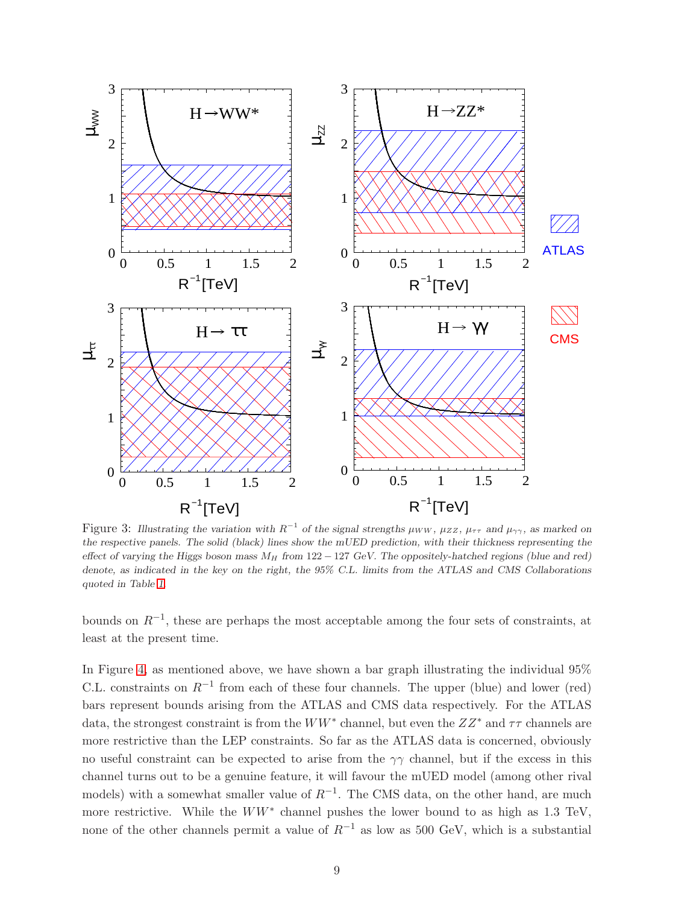Figure 3: *Illustrating the variation with $R^{-1}$ of the signal strengths $\mu_{WW}$, $\mu_{ZZ}$, $\mu_{\tau\tau}$ and $\mu_{\gamma\gamma}$, as marked on the respective panels. The solid (black) lines show the mUED prediction, with their thickness representing the effect of varying the Higgs boson mass $M_H$ from $122-127$ GeV. The oppositely-hatched regions (blue and red) denote, as indicated in the key on the right, the 95% C.L. limits from the ATLAS and CMS Collaborations quoted in Table 1.*

bounds on $R^{-1}$, these are perhaps the most acceptable among the four sets of constraints, at least at the present time.

In Figure 4, as mentioned above, we have shown a bar graph illustrating the individual 95% C.L. constraints on $R^{-1}$ from each of these four channels. The upper (blue) and lower (red) bars represent bounds arising from the ATLAS and CMS data respectively. For the ATLAS data, the strongest constraint is from the $WW^*$ channel, but even the $ZZ^*$ and $\tau\tau$ channels are more restrictive than the LEP constraints. So far as the ATLAS data is concerned, obviously no useful constraint can be expected to arise from the $\gamma\gamma$ channel, but if the excess in this channel turns out to be a genuine feature, it will favour the mUED model (among other rival models) with a somewhat smaller value of $R^{-1}$. The CMS data, on the other hand, are much more restrictive. While the $WW^*$ channel pushes the lower bound to as high as 1.3 TeV, none of the other channels permit a value of $R^{-1}$ as low as 500 GeV, which is a substantial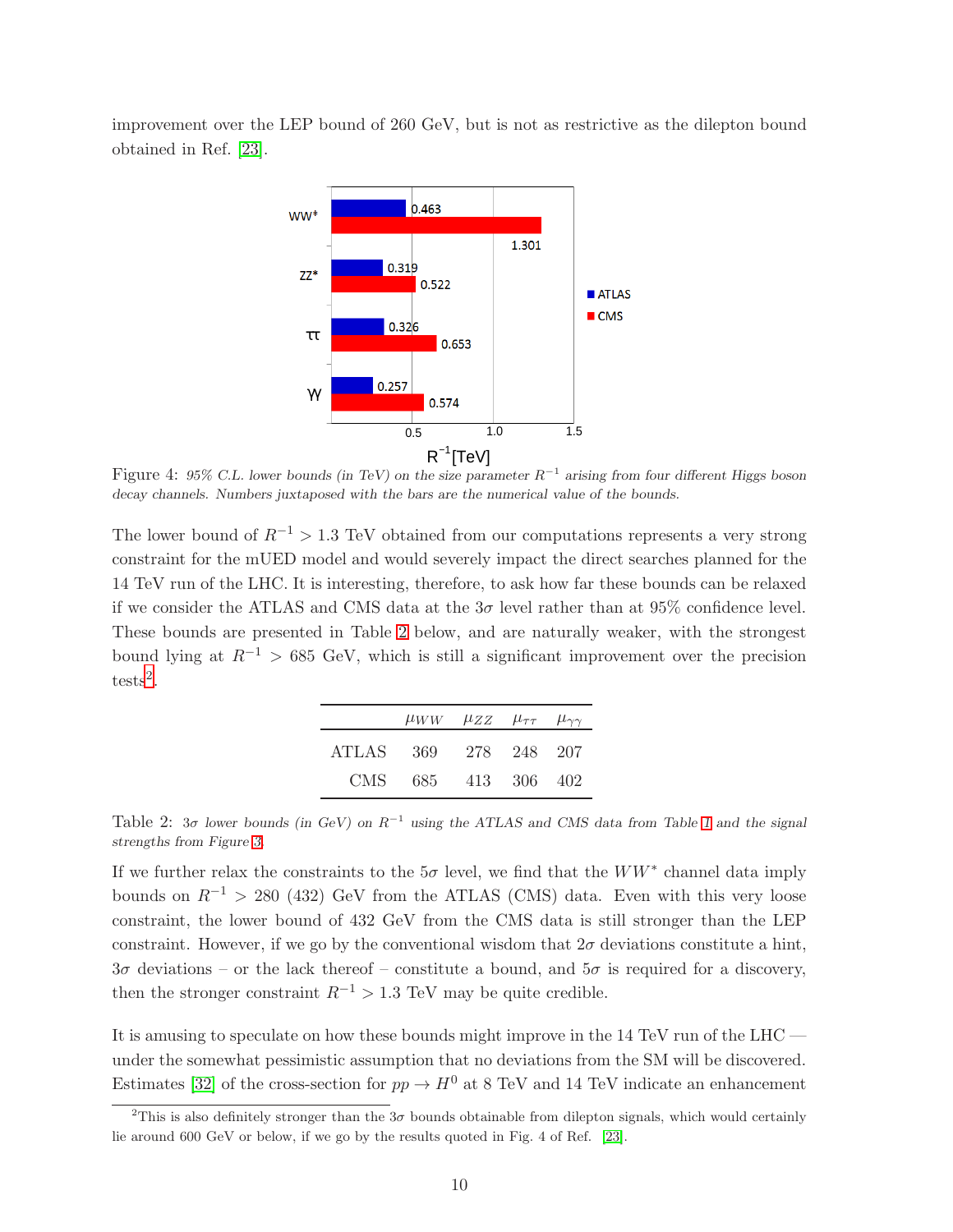improvement over the LEP bound of 260 GeV, but is not as restrictive as the dilepton bound obtained in Ref. [23].

Figure 4: *95% C.L. lower bounds (in TeV) on the size parameter $R^{-1}$ arising from four different Higgs boson decay channels. Numbers juxtaposed with the bars are the numerical value of the bounds.*

The lower bound of $R^{-1} > 1.3$ TeV obtained from our computations represents a very strong constraint for the mUED model and would severely impact the direct searches planned for the 14 TeV run of the LHC. It is interesting, therefore, to ask how far these bounds can be relaxed if we consider the ATLAS and CMS data at the $3\sigma$ level rather than at 95% confidence level. These bounds are presented in Table 2 below, and are naturally weaker, with the strongest bound lying at $R^{-1} > 685$ GeV, which is still a significant improvement over the precision tests[2].

| | $\mu_{WW}$ | $\mu_{ZZ}$ | $\mu_{\tau\tau}$ | $\mu_{\gamma\gamma}$ |
|---|---|---|---|---|
| ATLAS | 369 | 278 | 248 | 207 |
| CMS | 685 | 413 | 306 | 402 |

Table 2: *$3\sigma$ lower bounds (in GeV) on $R^{-1}$ using the ATLAS and CMS data from Table 1 and the signal strengths from Figure 3.*

If we further relax the constraints to the $5\sigma$ level, we find that the $WW^*$ channel data imply bounds on $R^{-1} > 280$ (432) GeV from the ATLAS (CMS) data. Even with this very loose constraint, the lower bound of 432 GeV from the CMS data is still stronger than the LEP constraint. However, if we go by the conventional wisdom that $2\sigma$ deviations constitute a hint, $3\sigma$ deviations – or the lack thereof – constitute a bound, and $5\sigma$ is required for a discovery, then the stronger constraint $R^{-1} > 1.3$ TeV may be quite credible.

It is amusing to speculate on how these bounds might improve in the 14 TeV run of the LHC — under the somewhat pessimistic assumption that no deviations from the SM will be discovered. Estimates [32] of the cross-section for $pp \to H^0$ at 8 TeV and 14 TeV indicate an enhancement

[2]This is also definitely stronger than the $3\sigma$ bounds obtainable from dilepton signals, which would certainly lie around 600 GeV or below, if we go by the results quoted in Fig. 4 of Ref. [23].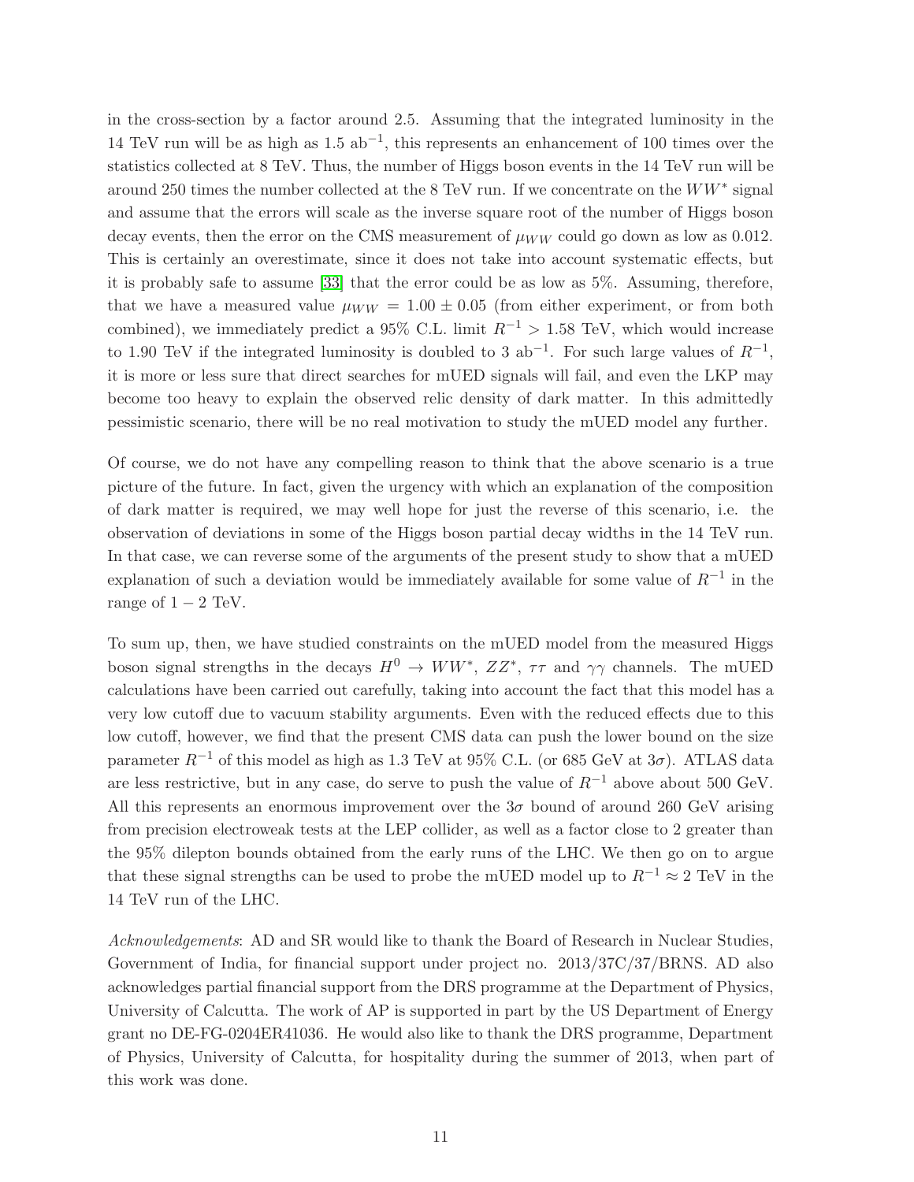in the cross-section by a factor around 2.5. Assuming that the integrated luminosity in the 14 TeV run will be as high as 1.5 ab$^{-1}$, this represents an enhancement of 100 times over the statistics collected at 8 TeV. Thus, the number of Higgs boson events in the 14 TeV run will be around 250 times the number collected at the 8 TeV run. If we concentrate on the $WW^*$ signal and assume that the errors will scale as the inverse square root of the number of Higgs boson decay events, then the error on the CMS measurement of $\mu_{WW}$ could go down as low as 0.012. This is certainly an overestimate, since it does not take into account systematic effects, but it is probably safe to assume [33] that the error could be as low as 5%. Assuming, therefore, that we have a measured value $\mu_{WW} = 1.00 \pm 0.05$ (from either experiment, or from both combined), we immediately predict a 95% C.L. limit $R^{-1} > 1.58$ TeV, which would increase to 1.90 TeV if the integrated luminosity is doubled to 3 ab$^{-1}$. For such large values of $R^{-1}$, it is more or less sure that direct searches for mUED signals will fail, and even the LKP may become too heavy to explain the observed relic density of dark matter. In this admittedly pessimistic scenario, there will be no real motivation to study the mUED model any further.

Of course, we do not have any compelling reason to think that the above scenario is a true picture of the future. In fact, given the urgency with which an explanation of the composition of dark matter is required, we may well hope for just the reverse of this scenario, i.e. the observation of deviations in some of the Higgs boson partial decay widths in the 14 TeV run. In that case, we can reverse some of the arguments of the present study to show that a mUED explanation of such a deviation would be immediately available for some value of $R^{-1}$ in the range of $1 - 2$ TeV.

To sum up, then, we have studied constraints on the mUED model from the measured Higgs boson signal strengths in the decays $H^0 \to WW^*$, $ZZ^*$, $\tau\tau$ and $\gamma\gamma$ channels. The mUED calculations have been carried out carefully, taking into account the fact that this model has a very low cutoff due to vacuum stability arguments. Even with the reduced effects due to this low cutoff, however, we find that the present CMS data can push the lower bound on the size parameter $R^{-1}$ of this model as high as 1.3 TeV at 95% C.L. (or 685 GeV at $3\sigma$). ATLAS data are less restrictive, but in any case, do serve to push the value of $R^{-1}$ above about 500 GeV. All this represents an enormous improvement over the $3\sigma$ bound of around 260 GeV arising from precision electroweak tests at the LEP collider, as well as a factor close to 2 greater than the 95% dilepton bounds obtained from the early runs of the LHC. We then go on to argue that these signal strengths can be used to probe the mUED model up to $R^{-1} \approx 2$ TeV in the 14 TeV run of the LHC.

*Acknowledgements*: AD and SR would like to thank the Board of Research in Nuclear Studies, Government of India, for financial support under project no. 2013/37C/37/BRNS. AD also acknowledges partial financial support from the DRS programme at the Department of Physics, University of Calcutta. The work of AP is supported in part by the US Department of Energy grant no DE-FG-0204ER41036. He would also like to thank the DRS programme, Department of Physics, University of Calcutta, for hospitality during the summer of 2013, when part of this work was done.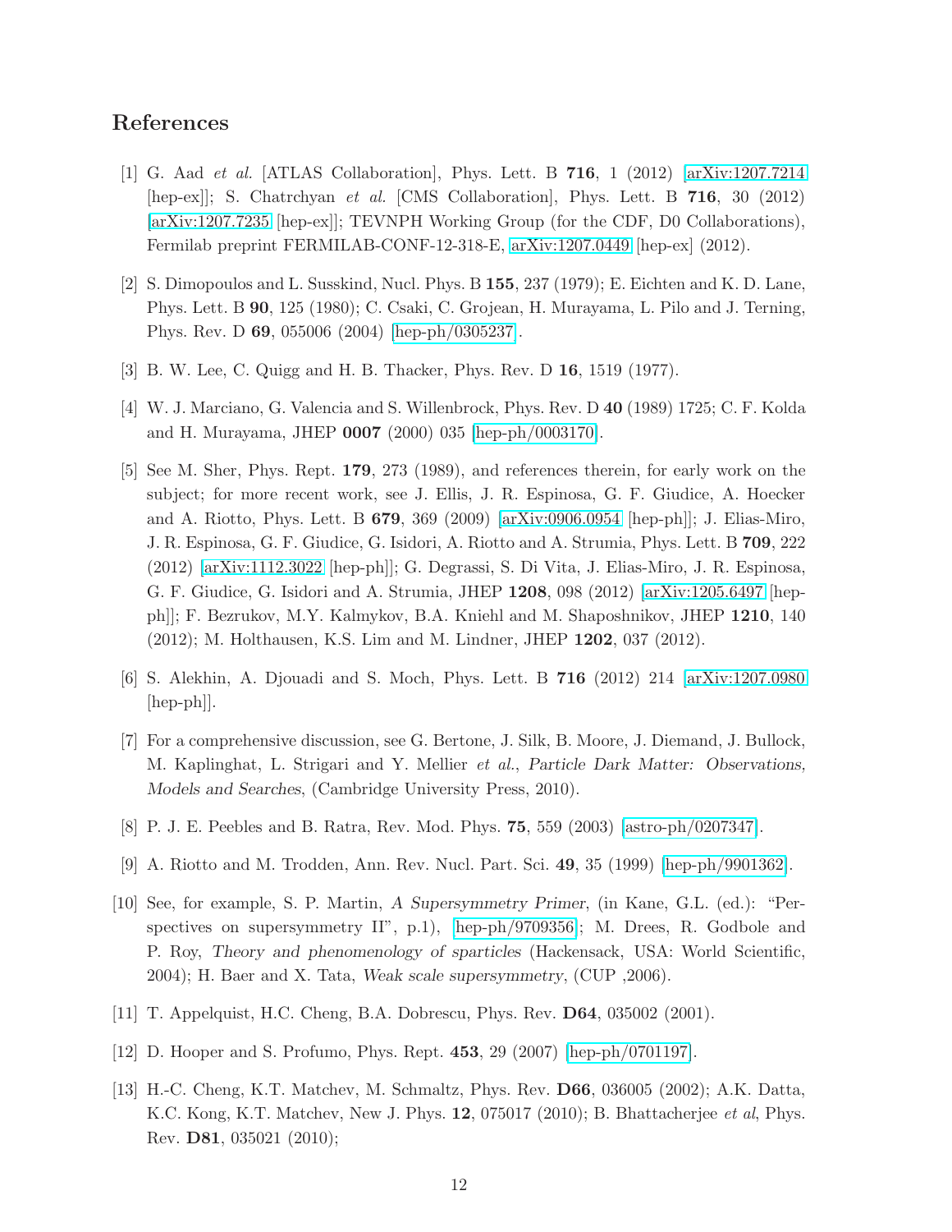## References

[1] G. Aad *et al.* [ATLAS Collaboration], Phys. Lett. B **716**, 1 (2012) [arXiv:1207.7214 [hep-ex]]; S. Chatrchyan *et al.* [CMS Collaboration], Phys. Lett. B **716**, 30 (2012) [arXiv:1207.7235 [hep-ex]]; TEVNPH Working Group (for the CDF, D0 Collaborations), Fermilab preprint FERMILAB-CONF-12-318-E, arXiv:1207.0449 [hep-ex] (2012).

[2] S. Dimopoulos and L. Susskind, Nucl. Phys. B **155**, 237 (1979); E. Eichten and K. D. Lane, Phys. Lett. B **90**, 125 (1980); C. Csaki, C. Grojean, H. Murayama, L. Pilo and J. Terning, Phys. Rev. D **69**, 055006 (2004) [hep-ph/0305237].

[3] B. W. Lee, C. Quigg and H. B. Thacker, Phys. Rev. D **16**, 1519 (1977).

[4] W. J. Marciano, G. Valencia and S. Willenbrock, Phys. Rev. D **40** (1989) 1725; C. F. Kolda and H. Murayama, JHEP **0007** (2000) 035 [hep-ph/0003170].

[5] See M. Sher, Phys. Rept. **179**, 273 (1989), and references therein, for early work on the subject; for more recent work, see J. Ellis, J. R. Espinosa, G. F. Giudice, A. Hoecker and A. Riotto, Phys. Lett. B **679**, 369 (2009) [arXiv:0906.0954 [hep-ph]]; J. Elias-Miro, J. R. Espinosa, G. F. Giudice, G. Isidori, A. Riotto and A. Strumia, Phys. Lett. B **709**, 222 (2012) [arXiv:1112.3022 [hep-ph]]; G. Degrassi, S. Di Vita, J. Elias-Miro, J. R. Espinosa, G. F. Giudice, G. Isidori and A. Strumia, JHEP **1208**, 098 (2012) [arXiv:1205.6497 [hep-ph]]; F. Bezrukov, M.Y. Kalmykov, B.A. Kniehl and M. Shaposhnikov, JHEP **1210**, 140 (2012); M. Holthausen, K.S. Lim and M. Lindner, JHEP **1202**, 037 (2012).

[6] S. Alekhin, A. Djouadi and S. Moch, Phys. Lett. B **716** (2012) 214 [arXiv:1207.0980 [hep-ph]].

[7] For a comprehensive discussion, see G. Bertone, J. Silk, B. Moore, J. Diemand, J. Bullock, M. Kaplinghat, L. Strigari and Y. Mellier *et al.*, *Particle Dark Matter: Observations, Models and Searches*, (Cambridge University Press, 2010).

[8] P. J. E. Peebles and B. Ratra, Rev. Mod. Phys. **75**, 559 (2003) [astro-ph/0207347].

[9] A. Riotto and M. Trodden, Ann. Rev. Nucl. Part. Sci. **49**, 35 (1999) [hep-ph/9901362].

[10] See, for example, S. P. Martin, *A Supersymmetry Primer*, (in Kane, G.L. (ed.): "Perspectives on supersymmetry II", p.1), [hep-ph/9709356]; M. Drees, R. Godbole and P. Roy, *Theory and phenomenology of sparticles* (Hackensack, USA: World Scientific, 2004); H. Baer and X. Tata, *Weak scale supersymmetry*, (CUP ,2006).

[11] T. Appelquist, H.C. Cheng, B.A. Dobrescu, Phys. Rev. **D64**, 035002 (2001).

[12] D. Hooper and S. Profumo, Phys. Rept. **453**, 29 (2007) [hep-ph/0701197].

[13] H.-C. Cheng, K.T. Matchev, M. Schmaltz, Phys. Rev. **D66**, 036005 (2002); A.K. Datta, K.C. Kong, K.T. Matchev, New J. Phys. **12**, 075017 (2010); B. Bhattacherjee *et al*, Phys. Rev. **D81**, 035021 (2010);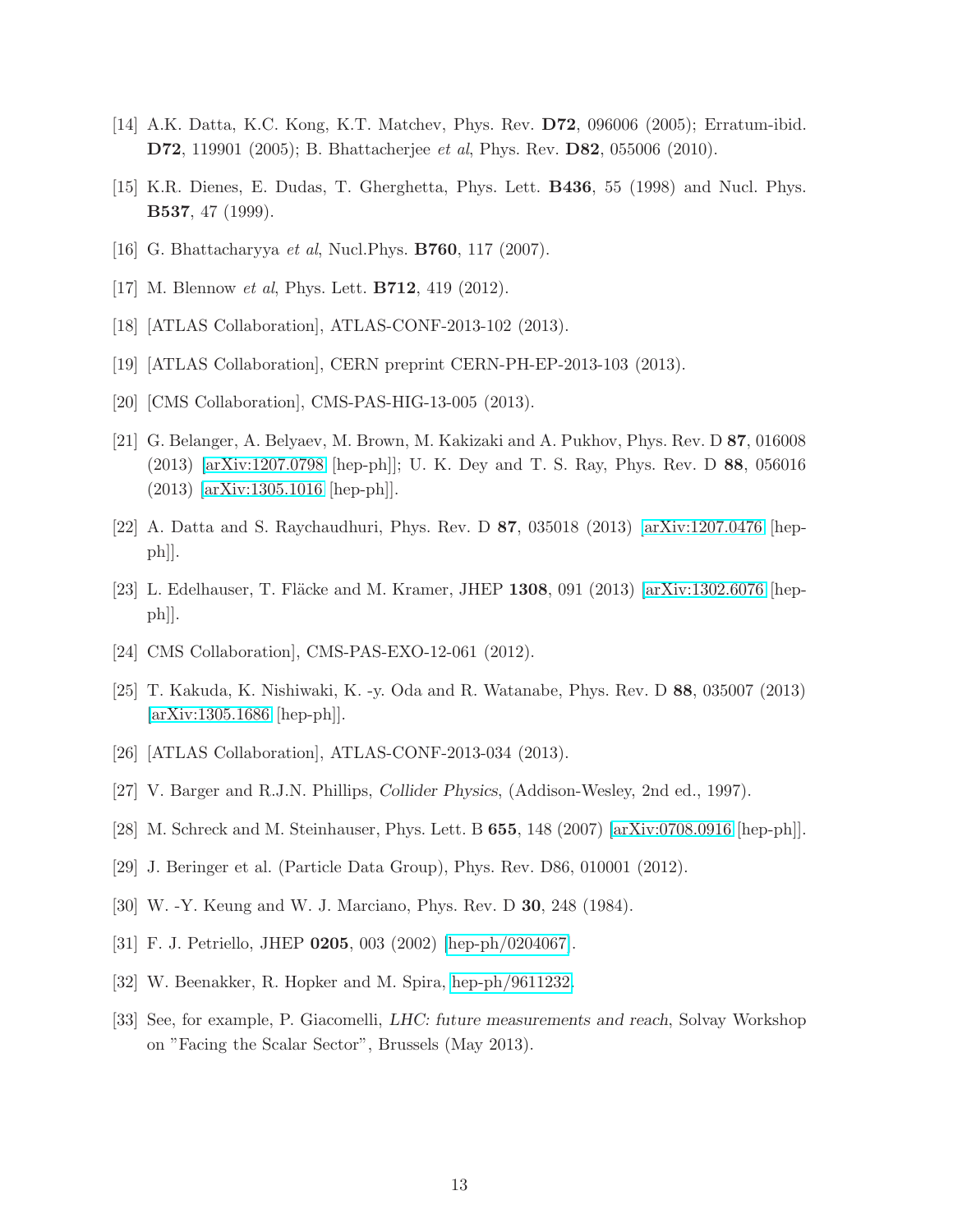[14] A.K. Datta, K.C. Kong, K.T. Matchev, Phys. Rev. **D72**, 096006 (2005); Erratum-ibid. **D72**, 119901 (2005); B. Bhattacherjee *et al*, Phys. Rev. **D82**, 055006 (2010).

[15] K.R. Dienes, E. Dudas, T. Gherghetta, Phys. Lett. **B436**, 55 (1998) and Nucl. Phys. **B537**, 47 (1999).

[16] G. Bhattacharyya *et al*, Nucl.Phys. **B760**, 117 (2007).

[17] M. Blennow *et al*, Phys. Lett. **B712**, 419 (2012).

[18] [ATLAS Collaboration], ATLAS-CONF-2013-102 (2013).

[19] [ATLAS Collaboration], CERN preprint CERN-PH-EP-2013-103 (2013).

[20] [CMS Collaboration], CMS-PAS-HIG-13-005 (2013).

[21] G. Belanger, A. Belyaev, M. Brown, M. Kakizaki and A. Pukhov, Phys. Rev. D **87**, 016008 (2013) [arXiv:1207.0798 [hep-ph]]; U. K. Dey and T. S. Ray, Phys. Rev. D **88**, 056016 (2013) [arXiv:1305.1016 [hep-ph]].

[22] A. Datta and S. Raychaudhuri, Phys. Rev. D **87**, 035018 (2013) [arXiv:1207.0476 [hep-ph]].

[23] L. Edelhauser, T. Fläcke and M. Kramer, JHEP **1308**, 091 (2013) [arXiv:1302.6076 [hep-ph]].

[24] CMS Collaboration], CMS-PAS-EXO-12-061 (2012).

[25] T. Kakuda, K. Nishiwaki, K. -y. Oda and R. Watanabe, Phys. Rev. D **88**, 035007 (2013) [arXiv:1305.1686 [hep-ph]].

[26] [ATLAS Collaboration], ATLAS-CONF-2013-034 (2013).

[27] V. Barger and R.J.N. Phillips, *Collider Physics*, (Addison-Wesley, 2nd ed., 1997).

[28] M. Schreck and M. Steinhauser, Phys. Lett. B **655**, 148 (2007) [arXiv:0708.0916 [hep-ph]].

[29] J. Beringer et al. (Particle Data Group), Phys. Rev. D86, 010001 (2012).

[30] W. -Y. Keung and W. J. Marciano, Phys. Rev. D **30**, 248 (1984).

[31] F. J. Petriello, JHEP **0205**, 003 (2002) [hep-ph/0204067].

[32] W. Beenakker, R. Hopker and M. Spira, hep-ph/9611232.

[33] See, for example, P. Giacomelli, *LHC: future measurements and reach*, Solvay Workshop on "Facing the Scalar Sector", Brussels (May 2013).